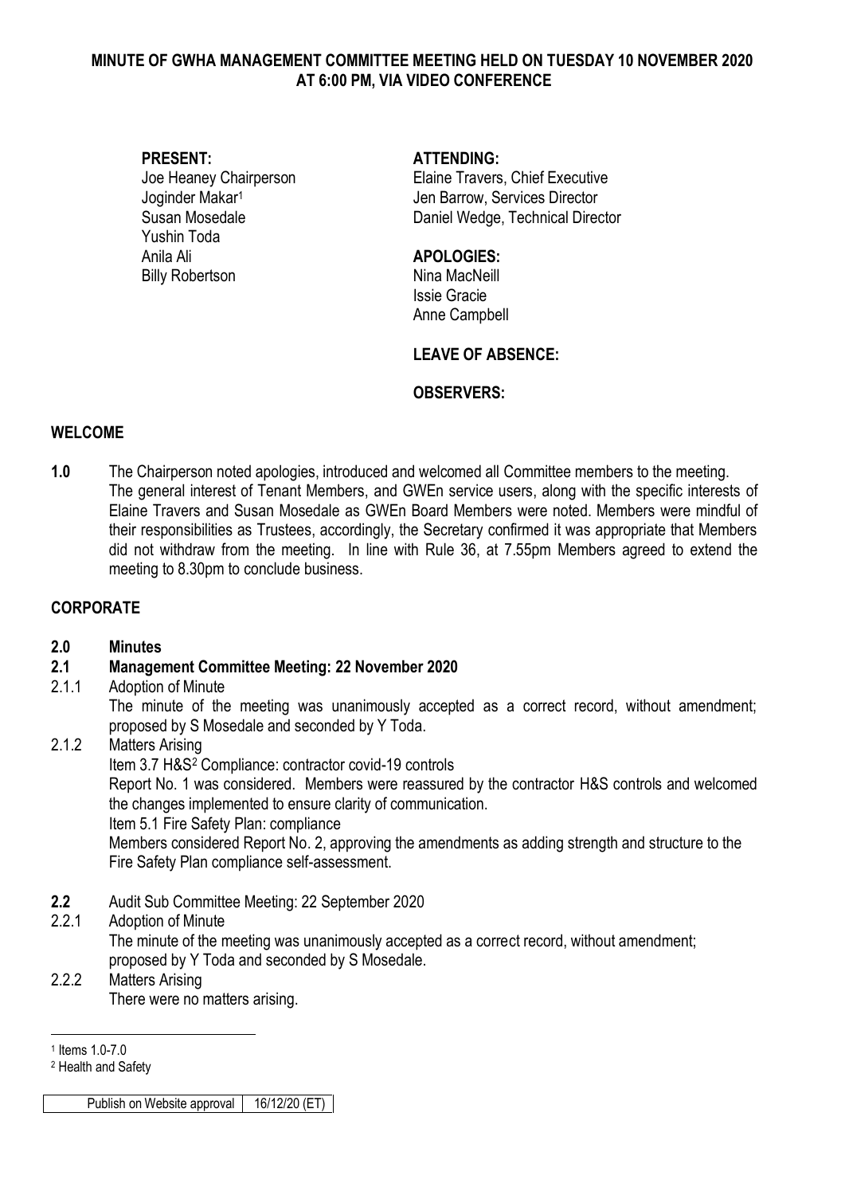# MINUTE OF GWHA MANAGEMENT COMMITTEE MEETING HELD ON TUESDAY 10 NOVEMBER 2020 AT 6:00 PM, VIA VIDEO CONFERENCE

**PRESENT:**
Joe Heaney Chairperson
Joginder Makar[1]
Susan Mosedale
Yushin Toda
Anila Ali
Billy Robertson

**ATTENDING:**
Elaine Travers, Chief Executive
Jen Barrow, Services Director
Daniel Wedge, Technical Director

**APOLOGIES:**
Nina MacNeill
Issie Gracie
Anne Campbell

**LEAVE OF ABSENCE:**

**OBSERVERS:**

## WELCOME

**1.0** The Chairperson noted apologies, introduced and welcomed all Committee members to the meeting. The general interest of Tenant Members, and GWEn service users, along with the specific interests of Elaine Travers and Susan Mosedale as GWEn Board Members were noted. Members were mindful of their responsibilities as Trustees, accordingly, the Secretary confirmed it was appropriate that Members did not withdraw from the meeting. In line with Rule 36, at 7.55pm Members agreed to extend the meeting to 8.30pm to conclude business.

## CORPORATE

**2.0 Minutes**

**2.1 Management Committee Meeting: 22 November 2020**

2.1.1 Adoption of Minute
The minute of the meeting was unanimously accepted as a correct record, without amendment; proposed by S Mosedale and seconded by Y Toda.

2.1.2 Matters Arising
Item 3.7 H&S[2] Compliance: contractor covid-19 controls
Report No. 1 was considered. Members were reassured by the contractor H&S controls and welcomed the changes implemented to ensure clarity of communication.
Item 5.1 Fire Safety Plan: compliance
Members considered Report No. 2, approving the amendments as adding strength and structure to the Fire Safety Plan compliance self-assessment.

**2.2** Audit Sub Committee Meeting: 22 September 2020

2.2.1 Adoption of Minute
The minute of the meeting was unanimously accepted as a correct record, without amendment; proposed by Y Toda and seconded by S Mosedale.

2.2.2 Matters Arising
There were no matters arising.

---

[1] Items 1.0-7.0

[2] Health and Safety

| Publish on Website approval | 16/12/20 (ET) |
|---|---|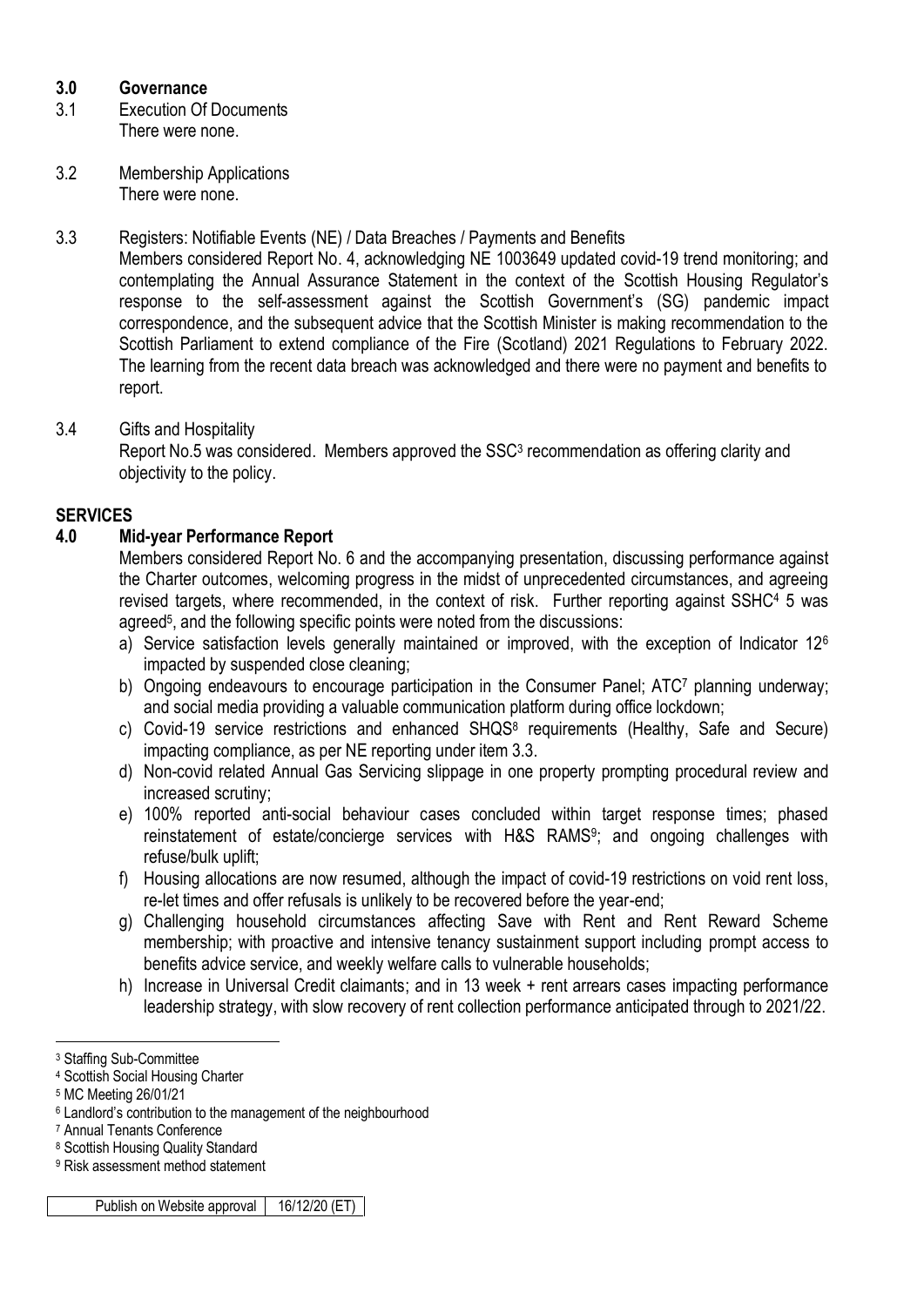## 3.0 Governance

3.1 Execution Of Documents
There were none.

3.2 Membership Applications
There were none.

3.3 Registers: Notifiable Events (NE) / Data Breaches / Payments and Benefits
Members considered Report No. 4, acknowledging NE 1003649 updated covid-19 trend monitoring; and contemplating the Annual Assurance Statement in the context of the Scottish Housing Regulator's response to the self-assessment against the Scottish Government's (SG) pandemic impact correspondence, and the subsequent advice that the Scottish Minister is making recommendation to the Scottish Parliament to extend compliance of the Fire (Scotland) 2021 Regulations to February 2022. The learning from the recent data breach was acknowledged and there were no payment and benefits to report.

3.4 Gifts and Hospitality
Report No.5 was considered. Members approved the SSC[3] recommendation as offering clarity and objectivity to the policy.

# SERVICES

## 4.0 Mid-year Performance Report

Members considered Report No. 6 and the accompanying presentation, discussing performance against the Charter outcomes, welcoming progress in the midst of unprecedented circumstances, and agreeing revised targets, where recommended, in the context of risk. Further reporting against SSHC[4] 5 was agreed[5], and the following specific points were noted from the discussions:

a) Service satisfaction levels generally maintained or improved, with the exception of Indicator 12[6] impacted by suspended close cleaning;
b) Ongoing endeavours to encourage participation in the Consumer Panel; ATC[7] planning underway; and social media providing a valuable communication platform during office lockdown;
c) Covid-19 service restrictions and enhanced SHQS[8] requirements (Healthy, Safe and Secure) impacting compliance, as per NE reporting under item 3.3.
d) Non-covid related Annual Gas Servicing slippage in one property prompting procedural review and increased scrutiny;
e) 100% reported anti-social behaviour cases concluded within target response times; phased reinstatement of estate/concierge services with H&S RAMS[9]; and ongoing challenges with refuse/bulk uplift;
f) Housing allocations are now resumed, although the impact of covid-19 restrictions on void rent loss, re-let times and offer refusals is unlikely to be recovered before the year-end;
g) Challenging household circumstances affecting Save with Rent and Rent Reward Scheme membership; with proactive and intensive tenancy sustainment support including prompt access to benefits advice service, and weekly welfare calls to vulnerable households;
h) Increase in Universal Credit claimants; and in 13 week + rent arrears cases impacting performance leadership strategy, with slow recovery of rent collection performance anticipated through to 2021/22.

---

[3] Staffing Sub-Committee
[4] Scottish Social Housing Charter
[5] MC Meeting 26/01/21
[6] Landlord's contribution to the management of the neighbourhood
[7] Annual Tenants Conference
[8] Scottish Housing Quality Standard
[9] Risk assessment method statement

| Publish on Website approval | 16/12/20 (ET) |
|---|---|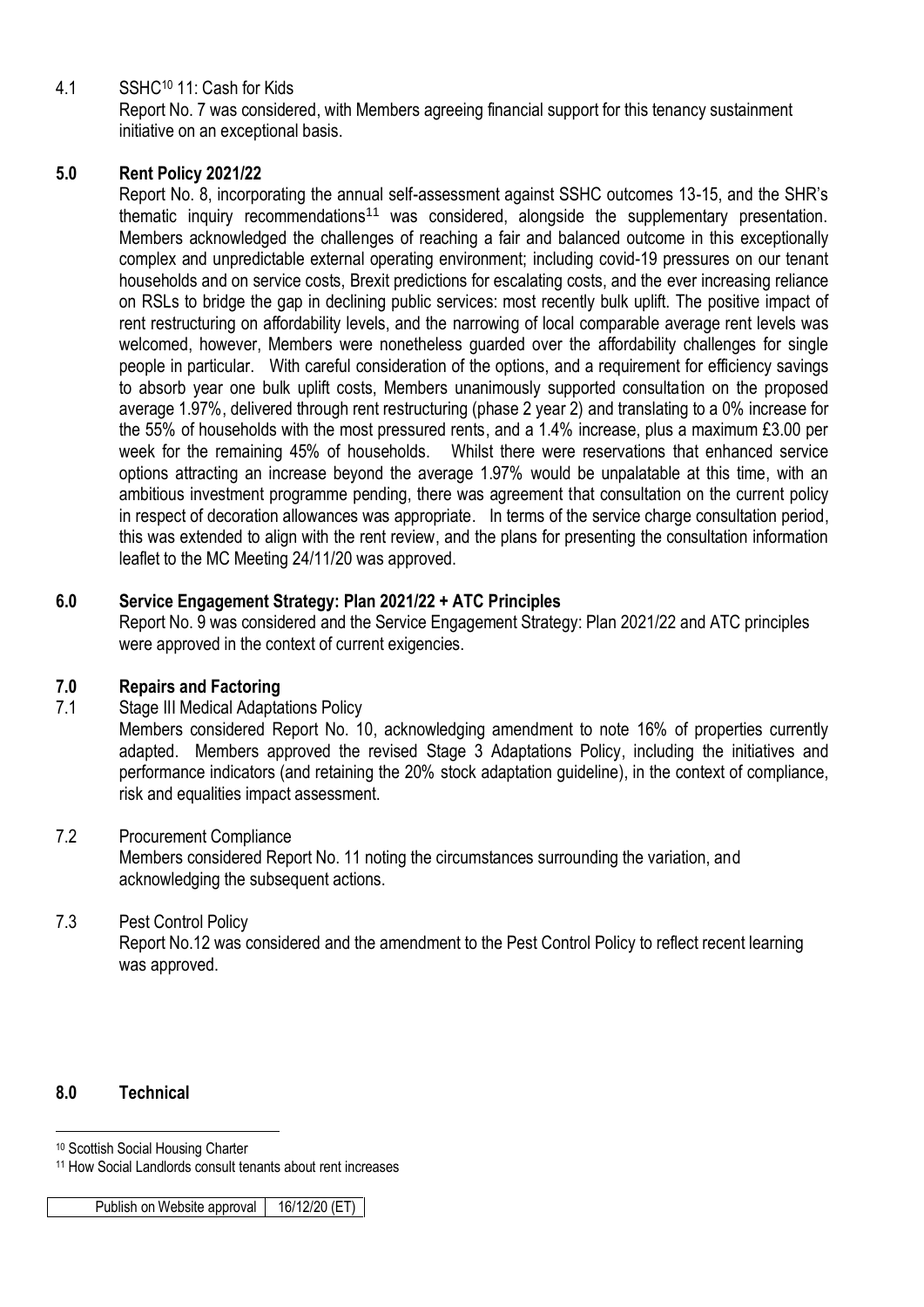4.1 SSHC[10] 11: Cash for Kids

Report No. 7 was considered, with Members agreeing financial support for this tenancy sustainment initiative on an exceptional basis.

## 5.0 Rent Policy 2021/22

Report No. 8, incorporating the annual self-assessment against SSHC outcomes 13-15, and the SHR's thematic inquiry recommendations[11] was considered, alongside the supplementary presentation. Members acknowledged the challenges of reaching a fair and balanced outcome in this exceptionally complex and unpredictable external operating environment; including covid-19 pressures on our tenant households and on service costs, Brexit predictions for escalating costs, and the ever increasing reliance on RSLs to bridge the gap in declining public services: most recently bulk uplift. The positive impact of rent restructuring on affordability levels, and the narrowing of local comparable average rent levels was welcomed, however, Members were nonetheless guarded over the affordability challenges for single people in particular. With careful consideration of the options, and a requirement for efficiency savings to absorb year one bulk uplift costs, Members unanimously supported consultation on the proposed average 1.97%, delivered through rent restructuring (phase 2 year 2) and translating to a 0% increase for the 55% of households with the most pressured rents, and a 1.4% increase, plus a maximum £3.00 per week for the remaining 45% of households. Whilst there were reservations that enhanced service options attracting an increase beyond the average 1.97% would be unpalatable at this time, with an ambitious investment programme pending, there was agreement that consultation on the current policy in respect of decoration allowances was appropriate. In terms of the service charge consultation period, this was extended to align with the rent review, and the plans for presenting the consultation information leaflet to the MC Meeting 24/11/20 was approved.

## 6.0 Service Engagement Strategy: Plan 2021/22 + ATC Principles

Report No. 9 was considered and the Service Engagement Strategy: Plan 2021/22 and ATC principles were approved in the context of current exigencies.

## 7.0 Repairs and Factoring

7.1 Stage III Medical Adaptations Policy

Members considered Report No. 10, acknowledging amendment to note 16% of properties currently adapted. Members approved the revised Stage 3 Adaptations Policy, including the initiatives and performance indicators (and retaining the 20% stock adaptation guideline), in the context of compliance, risk and equalities impact assessment.

7.2 Procurement Compliance

Members considered Report No. 11 noting the circumstances surrounding the variation, and acknowledging the subsequent actions.

7.3 Pest Control Policy

Report No.12 was considered and the amendment to the Pest Control Policy to reflect recent learning was approved.

## 8.0 Technical

[10] Scottish Social Housing Charter

[11] How Social Landlords consult tenants about rent increases

| Publish on Website approval | 16/12/20 (ET) |
|---|---|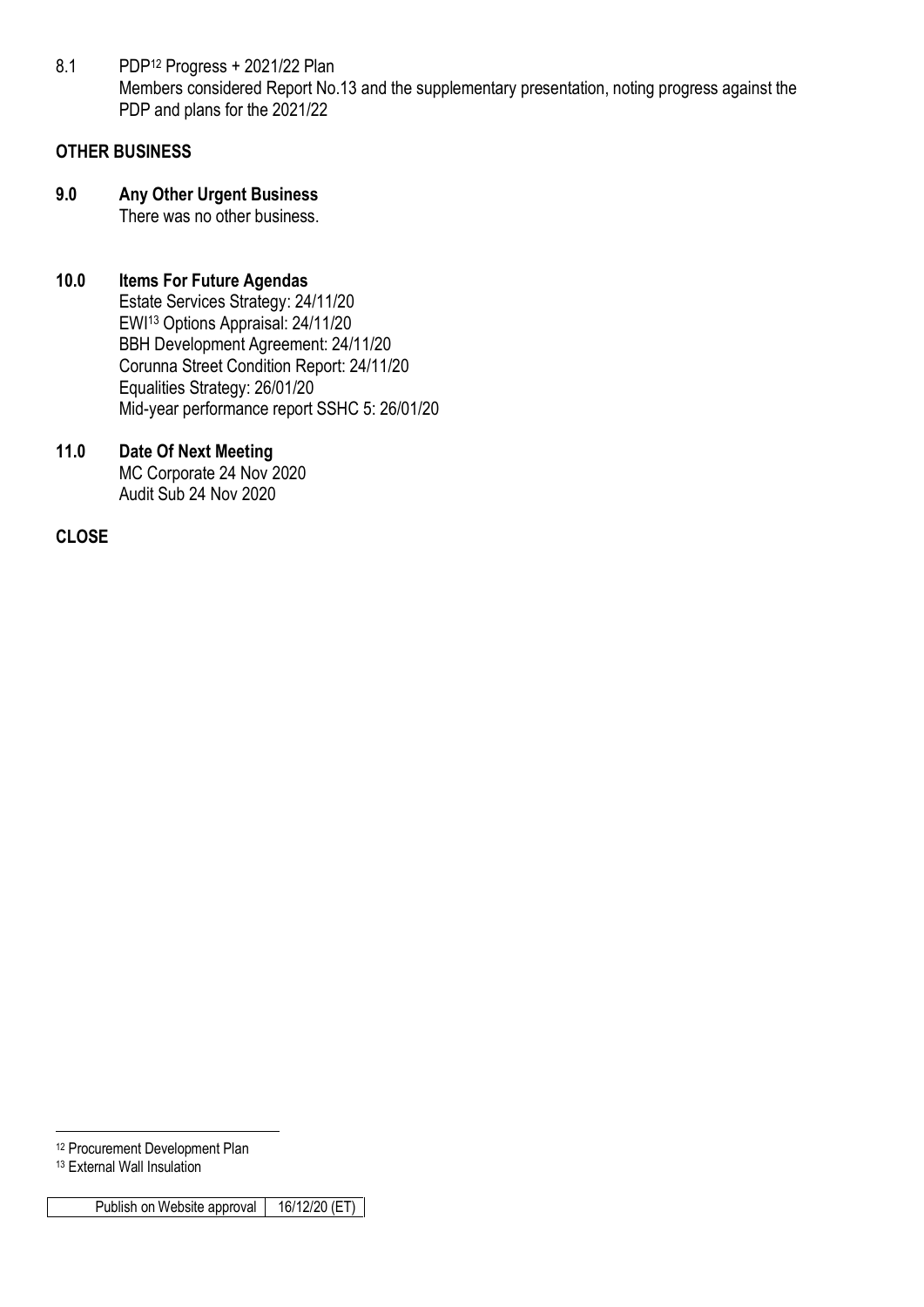8.1 PDP[12] Progress + 2021/22 Plan

Members considered Report No.13 and the supplementary presentation, noting progress against the PDP and plans for the 2021/22

**OTHER BUSINESS**

**9.0 Any Other Urgent Business**

There was no other business.

**10.0 Items For Future Agendas**

Estate Services Strategy: 24/11/20
EWI[13] Options Appraisal: 24/11/20
BBH Development Agreement: 24/11/20
Corunna Street Condition Report: 24/11/20
Equalities Strategy: 26/01/20
Mid-year performance report SSHC 5: 26/01/20

**11.0 Date Of Next Meeting**

MC Corporate 24 Nov 2020
Audit Sub 24 Nov 2020

**CLOSE**

[12] Procurement Development Plan

[13] External Wall Insulation

| | |
|---|---|
| Publish on Website approval | 16/12/20 (ET) |